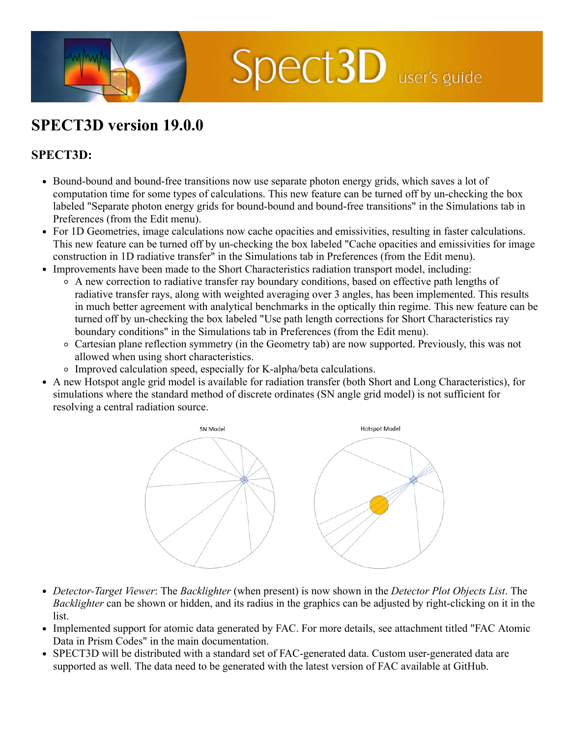# SPECT3D version 19.0.0

## SPECT3D:

- Bound-bound and bound-free transitions now use separate photon energy grids, which saves a lot of computation time for some types of calculations. This new feature can be turned off by un-checking the box labeled "Separate photon energy grids for bound-bound and bound-free transitions" in the Simulations tab in Preferences (from the Edit menu).
- For 1D Geometries, image calculations now cache opacities and emissivities, resulting in faster calculations. This new feature can be turned off by un-checking the box labeled "Cache opacities and emissivities for image construction in 1D radiative transfer" in the Simulations tab in Preferences (from the Edit menu).
- Improvements have been made to the Short Characteristics radiation transport model, including:
  - A new correction to radiative transfer ray boundary conditions, based on effective path lengths of radiative transfer rays, along with weighted averaging over 3 angles, has been implemented. This results in much better agreement with analytical benchmarks in the optically thin regime. This new feature can be turned off by un-checking the box labeled "Use path length corrections for Short Characteristics ray boundary conditions" in the Simulations tab in Preferences (from the Edit menu).
  - Cartesian plane reflection symmetry (in the Geometry tab) are now supported. Previously, this was not allowed when using short characteristics.
  - Improved calculation speed, especially for K-alpha/beta calculations.
- A new Hotspot angle grid model is available for radiation transfer (both Short and Long Characteristics), for simulations where the standard method of discrete ordinates (SN angle grid model) is not sufficient for resolving a central radiation source.

SN Model Hotspot Model

- *Detector-Target Viewer*: The *Backlighter* (when present) is now shown in the *Detector Plot Objects List*. The *Backlighter* can be shown or hidden, and its radius in the graphics can be adjusted by right-clicking on it in the list.
- Implemented support for atomic data generated by FAC. For more details, see attachment titled "FAC Atomic Data in Prism Codes" in the main documentation.
- SPECT3D will be distributed with a standard set of FAC-generated data. Custom user-generated data are supported as well. The data need to be generated with the latest version of FAC available at GitHub.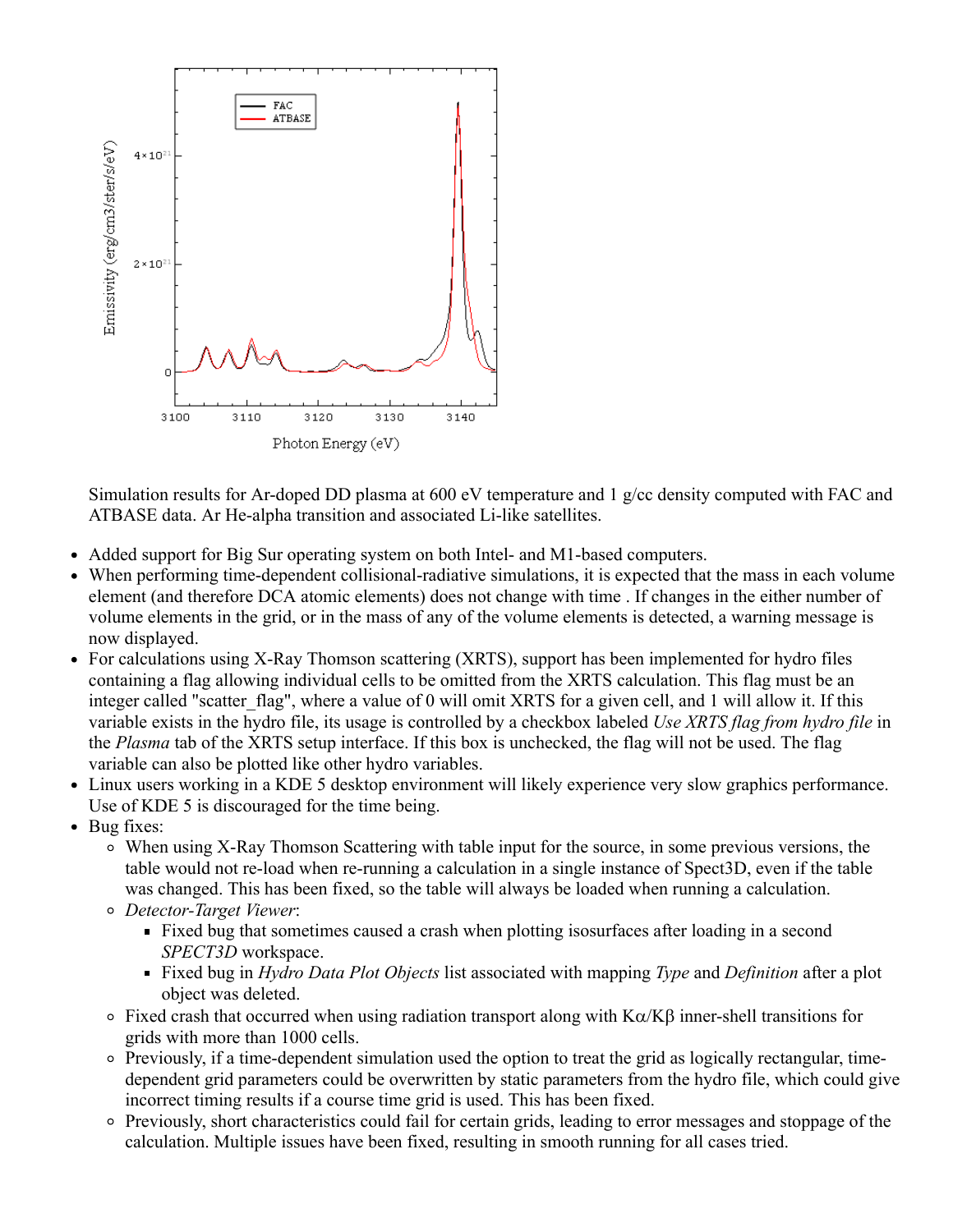Simulation results for Ar-doped DD plasma at 600 eV temperature and 1 g/cc density computed with FAC and ATBASE data. Ar He-alpha transition and associated Li-like satellites.

- Added support for Big Sur operating system on both Intel- and M1-based computers.
- When performing time-dependent collisional-radiative simulations, it is expected that the mass in each volume element (and therefore DCA atomic elements) does not change with time . If changes in the either number of volume elements in the grid, or in the mass of any of the volume elements is detected, a warning message is now displayed.
- For calculations using X-Ray Thomson scattering (XRTS), support has been implemented for hydro files containing a flag allowing individual cells to be omitted from the XRTS calculation. This flag must be an integer called "scatter_flag", where a value of 0 will omit XRTS for a given cell, and 1 will allow it. If this variable exists in the hydro file, its usage is controlled by a checkbox labeled *Use XRTS flag from hydro file* in the *Plasma* tab of the XRTS setup interface. If this box is unchecked, the flag will not be used. The flag variable can also be plotted like other hydro variables.
- Linux users working in a KDE 5 desktop environment will likely experience very slow graphics performance. Use of KDE 5 is discouraged for the time being.
- Bug fixes:
  - When using X-Ray Thomson Scattering with table input for the source, in some previous versions, the table would not re-load when re-running a calculation in a single instance of Spect3D, even if the table was changed. This has been fixed, so the table will always be loaded when running a calculation.
  - *Detector-Target Viewer*:
    - Fixed bug that sometimes caused a crash when plotting isosurfaces after loading in a second *SPECT3D* workspace.
    - Fixed bug in *Hydro Data Plot Objects* list associated with mapping *Type* and *Definition* after a plot object was deleted.
  - Fixed crash that occurred when using radiation transport along with Kα/Kβ inner-shell transitions for grids with more than 1000 cells.
  - Previously, if a time-dependent simulation used the option to treat the grid as logically rectangular, time-dependent grid parameters could be overwritten by static parameters from the hydro file, which could give incorrect timing results if a course time grid is used. This has been fixed.
  - Previously, short characteristics could fail for certain grids, leading to error messages and stoppage of the calculation. Multiple issues have been fixed, resulting in smooth running for all cases tried.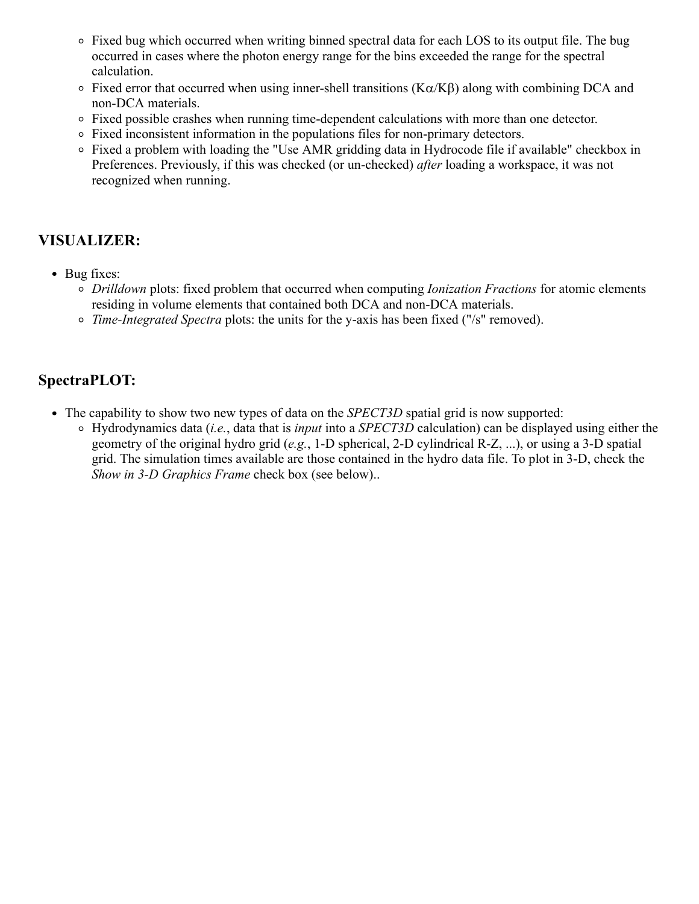- Fixed bug which occurred when writing binned spectral data for each LOS to its output file. The bug occurred in cases where the photon energy range for the bins exceeded the range for the spectral calculation.
- Fixed error that occurred when using inner-shell transitions ($K\alpha/K\beta$) along with combining DCA and non-DCA materials.
- Fixed possible crashes when running time-dependent calculations with more than one detector.
- Fixed inconsistent information in the populations files for non-primary detectors.
- Fixed a problem with loading the "Use AMR gridding data in Hydrocode file if available" checkbox in Preferences. Previously, if this was checked (or un-checked) *after* loading a workspace, it was not recognized when running.

## VISUALIZER:

- Bug fixes:
  - *Drilldown* plots: fixed problem that occurred when computing *Ionization Fractions* for atomic elements residing in volume elements that contained both DCA and non-DCA materials.
  - *Time-Integrated Spectra* plots: the units for the y-axis has been fixed ("/s" removed).

## SpectraPLOT:

- The capability to show two new types of data on the *SPECT3D* spatial grid is now supported:
  - Hydrodynamics data (*i.e.*, data that is *input* into a *SPECT3D* calculation) can be displayed using either the geometry of the original hydro grid (*e.g.*, 1-D spherical, 2-D cylindrical R-Z, ...), or using a 3-D spatial grid. The simulation times available are those contained in the hydro data file. To plot in 3-D, check the *Show in 3-D Graphics Frame* check box (see below)..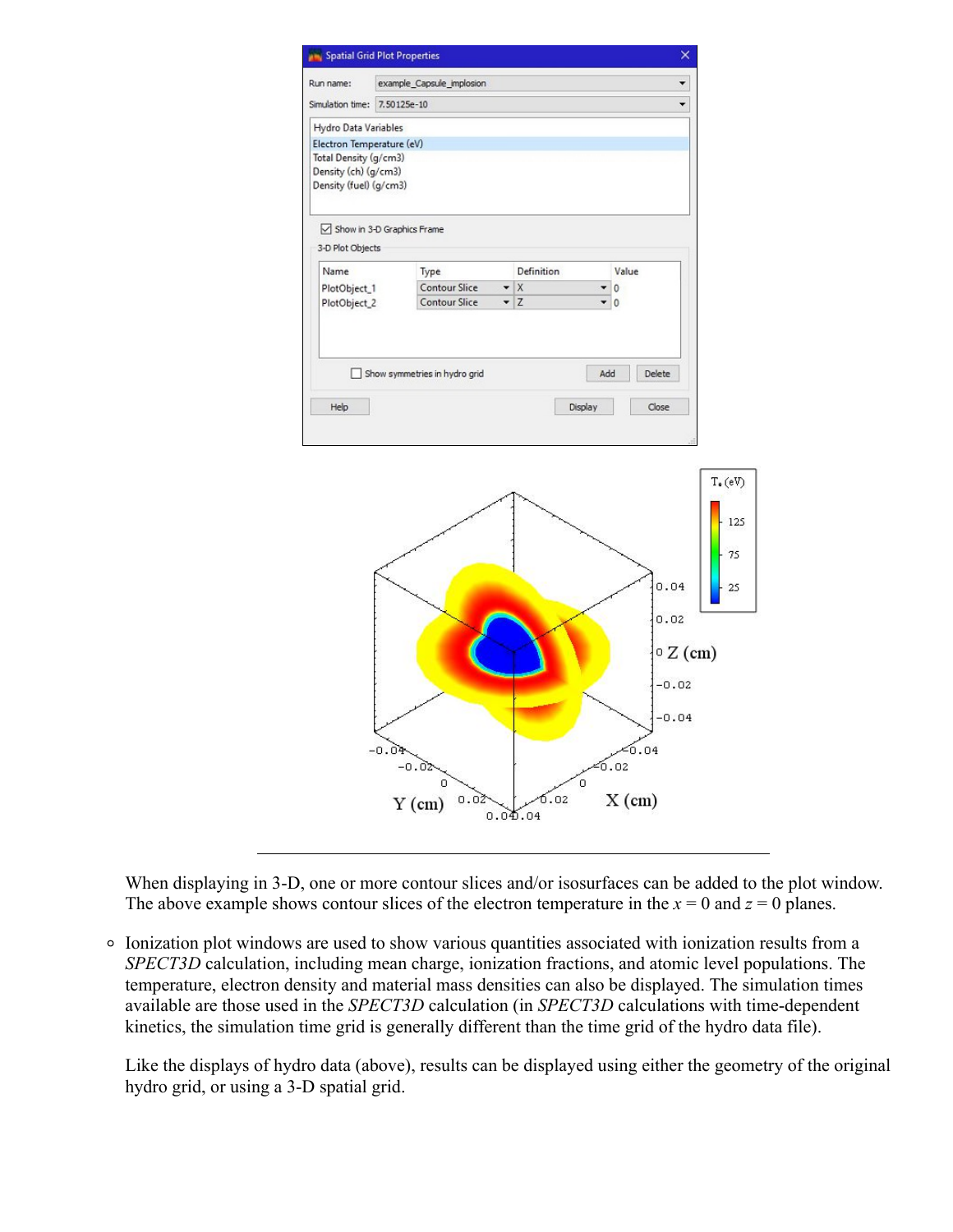When displaying in 3-D, one or more contour slices and/or isosurfaces can be added to the plot window. The above example shows contour slices of the electron temperature in the $x = 0$ and $z = 0$ planes.

- Ionization plot windows are used to show various quantities associated with ionization results from a *SPECT3D* calculation, including mean charge, ionization fractions, and atomic level populations. The temperature, electron density and material mass densities can also be displayed. The simulation times available are those used in the *SPECT3D* calculation (in *SPECT3D* calculations with time-dependent kinetics, the simulation time grid is generally different than the time grid of the hydro data file).

  Like the displays of hydro data (above), results can be displayed using either the geometry of the original hydro grid, or using a 3-D spatial grid.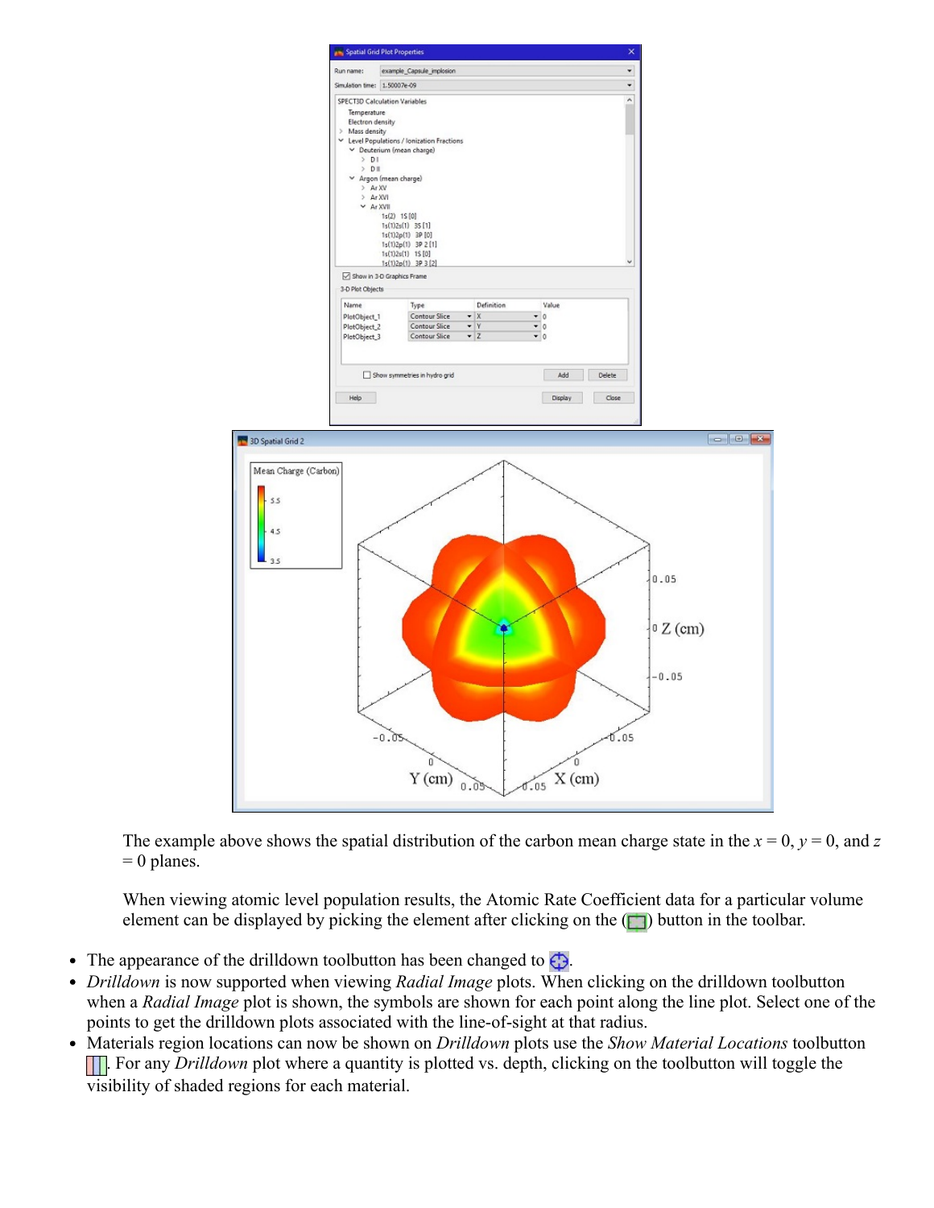The example above shows the spatial distribution of the carbon mean charge state in the $x = 0$, $y = 0$, and $z = 0$ planes.

When viewing atomic level population results, the Atomic Rate Coefficient data for a particular volume element can be displayed by picking the element after clicking on the ( ) button in the toolbar.

- The appearance of the drilldown toolbutton has been changed to .
- *Drilldown* is now supported when viewing *Radial Image* plots. When clicking on the drilldown toolbutton when a *Radial Image* plot is shown, the symbols are shown for each point along the line plot. Select one of the points to get the drilldown plots associated with the line-of-sight at that radius.
- Materials region locations can now be shown on *Drilldown* plots use the *Show Material Locations* toolbutton . For any *Drilldown* plot where a quantity is plotted vs. depth, clicking on the toolbutton will toggle the visibility of shaded regions for each material.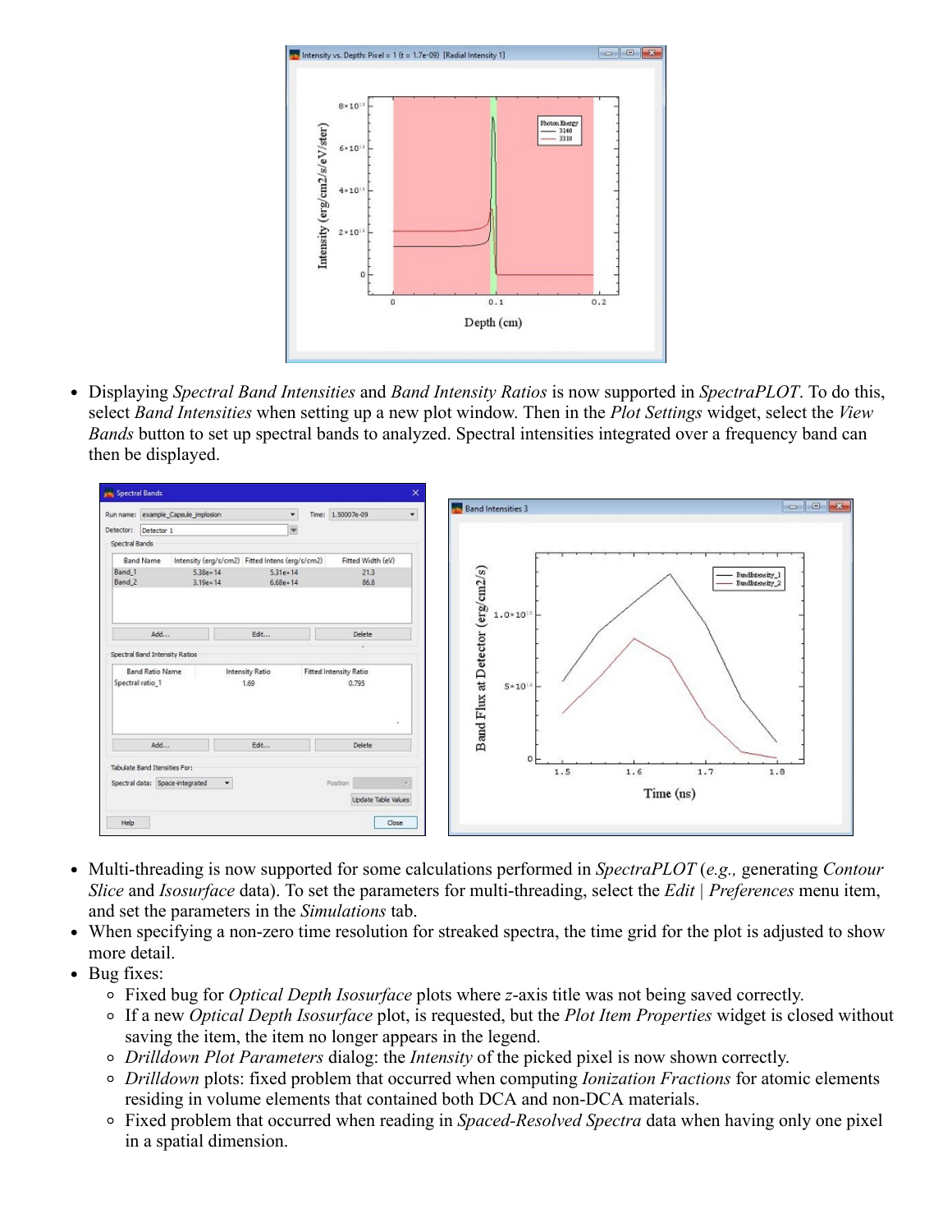- Displaying *Spectral Band Intensities* and *Band Intensity Ratios* is now supported in *SpectraPLOT*. To do this, select *Band Intensities* when setting up a new plot window. Then in the *Plot Settings* widget, select the *View Bands* button to set up spectral bands to analyzed. Spectral intensities integrated over a frequency band can then be displayed.

- Multi-threading is now supported for some calculations performed in *SpectraPLOT* (*e.g.,* generating *Contour Slice* and *Isosurface* data). To set the parameters for multi-threading, select the *Edit* | *Preferences* menu item, and set the parameters in the *Simulations* tab.
- When specifying a non-zero time resolution for streaked spectra, the time grid for the plot is adjusted to show more detail.
- Bug fixes:
  - Fixed bug for *Optical Depth Isosurface* plots where *z*-axis title was not being saved correctly.
  - If a new *Optical Depth Isosurface* plot, is requested, but the *Plot Item Properties* widget is closed without saving the item, the item no longer appears in the legend.
  - *Drilldown Plot Parameters* dialog: the *Intensity* of the picked pixel is now shown correctly.
  - *Drilldown* plots: fixed problem that occurred when computing *Ionization Fractions* for atomic elements residing in volume elements that contained both DCA and non-DCA materials.
  - Fixed problem that occurred when reading in *Spaced-Resolved Spectra* data when having only one pixel in a spatial dimension.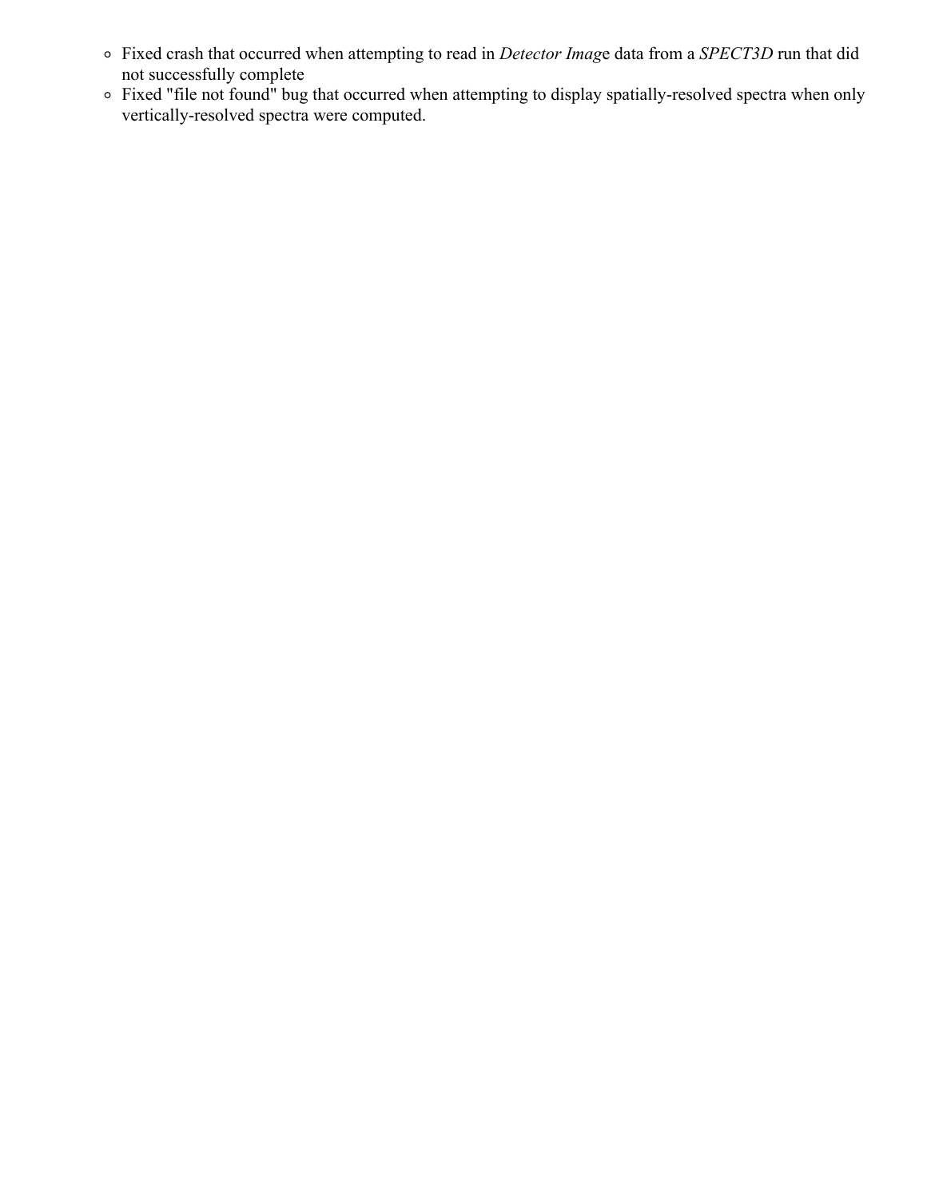- Fixed crash that occurred when attempting to read in *Detector Imag*e data from a *SPECT3D* run that did not successfully complete
- Fixed "file not found" bug that occurred when attempting to display spatially-resolved spectra when only vertically-resolved spectra were computed.